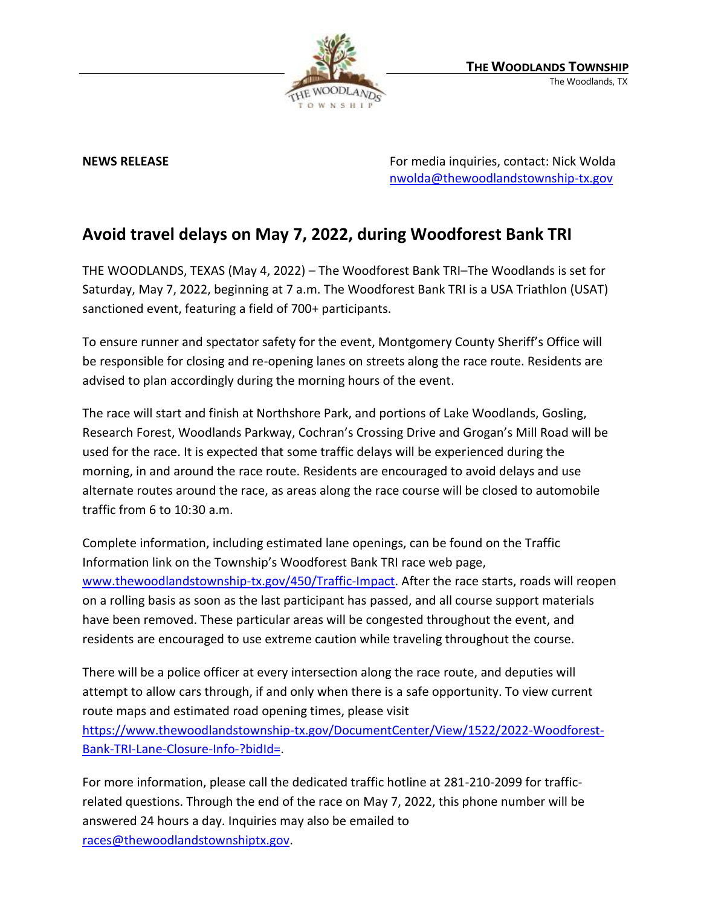**THE WOODLANDS TOWNSHIP**
The Woodlands, TX

**NEWS RELEASE**

For media inquiries, contact: Nick Wolda
nwolda@thewoodlandstownship-tx.gov

## Avoid travel delays on May 7, 2022, during Woodforest Bank TRI

THE WOODLANDS, TEXAS (May 4, 2022) – The Woodforest Bank TRI–The Woodlands is set for Saturday, May 7, 2022, beginning at 7 a.m. The Woodforest Bank TRI is a USA Triathlon (USAT) sanctioned event, featuring a field of 700+ participants.

To ensure runner and spectator safety for the event, Montgomery County Sheriff's Office will be responsible for closing and re-opening lanes on streets along the race route. Residents are advised to plan accordingly during the morning hours of the event.

The race will start and finish at Northshore Park, and portions of Lake Woodlands, Gosling, Research Forest, Woodlands Parkway, Cochran's Crossing Drive and Grogan's Mill Road will be used for the race. It is expected that some traffic delays will be experienced during the morning, in and around the race route. Residents are encouraged to avoid delays and use alternate routes around the race, as areas along the race course will be closed to automobile traffic from 6 to 10:30 a.m.

Complete information, including estimated lane openings, can be found on the Traffic Information link on the Township's Woodforest Bank TRI race web page, www.thewoodlandstownship-tx.gov/450/Traffic-Impact. After the race starts, roads will reopen on a rolling basis as soon as the last participant has passed, and all course support materials have been removed. These particular areas will be congested throughout the event, and residents are encouraged to use extreme caution while traveling throughout the course.

There will be a police officer at every intersection along the race route, and deputies will attempt to allow cars through, if and only when there is a safe opportunity. To view current route maps and estimated road opening times, please visit https://www.thewoodlandstownship-tx.gov/DocumentCenter/View/1522/2022-Woodforest-Bank-TRI-Lane-Closure-Info-?bidId=.

For more information, please call the dedicated traffic hotline at 281-210-2099 for traffic-related questions. Through the end of the race on May 7, 2022, this phone number will be answered 24 hours a day. Inquiries may also be emailed to races@thewoodlandstownshiptx.gov.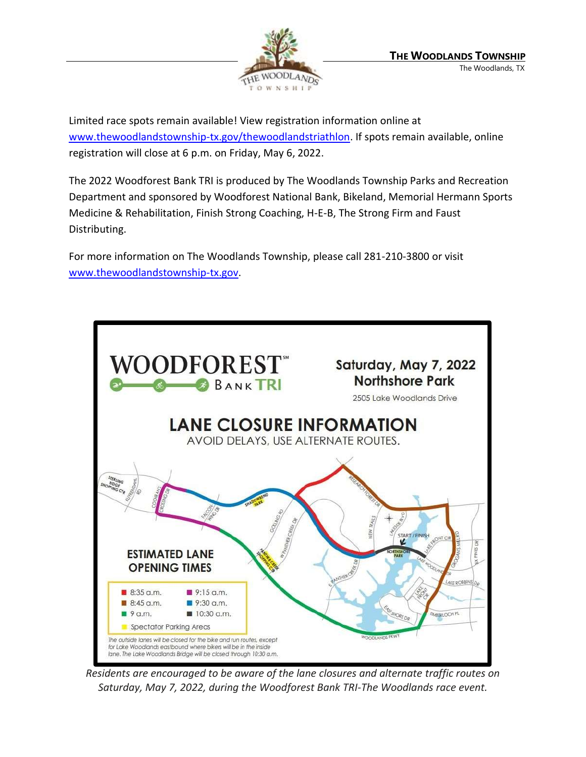Limited race spots remain available! View registration information online at [www.thewoodlandstownship-tx.gov/thewoodlandstriathlon](http://www.thewoodlandstownship-tx.gov/thewoodlandstriathlon). If spots remain available, online registration will close at 6 p.m. on Friday, May 6, 2022.

The 2022 Woodforest Bank TRI is produced by The Woodlands Township Parks and Recreation Department and sponsored by Woodforest National Bank, Bikeland, Memorial Hermann Sports Medicine & Rehabilitation, Finish Strong Coaching, H-E-B, The Strong Firm and Faust Distributing.

For more information on The Woodlands Township, please call 281-210-3800 or visit [www.thewoodlandstownship-tx.gov](http://www.thewoodlandstownship-tx.gov).

WOODFOREST BANK TRI

Saturday, May 7, 2022
Northshore Park
2505 Lake Woodlands Drive

LANE CLOSURE INFORMATION
AVOID DELAYS, USE ALTERNATE ROUTES.

ESTIMATED LANE OPENING TIMES

8:35 a.m.
9:15 a.m.
8:45 a.m.
9:30 a.m.
9 a.m.
10:30 a.m.
Spectator Parking Areas

The outside lanes will be closed for the bike and run routes, except for Lake Woodlands eastbound where bikers will be in the inside lane. The Lake Woodlands Bridge will be closed through 10:30 a.m.

START / FINISH
NORTHSHORE PARK

*Residents are encouraged to be aware of the lane closures and alternate traffic routes on Saturday, May 7, 2022, during the Woodforest Bank TRI-The Woodlands race event.*